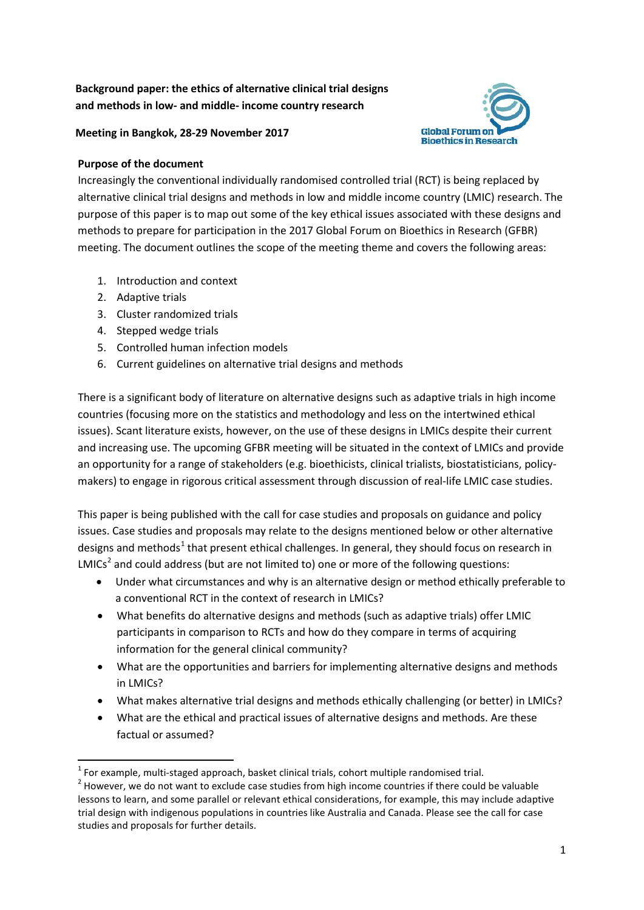**Background paper: the ethics of alternative clinical trial designs and methods in low- and middle- income country research**

**Meeting in Bangkok, 28-29 November 2017**

Global Forum on Bioethics in Research

**Purpose of the document**

Increasingly the conventional individually randomised controlled trial (RCT) is being replaced by alternative clinical trial designs and methods in low and middle income country (LMIC) research. The purpose of this paper is to map out some of the key ethical issues associated with these designs and methods to prepare for participation in the 2017 Global Forum on Bioethics in Research (GFBR) meeting. The document outlines the scope of the meeting theme and covers the following areas:

1. Introduction and context
2. Adaptive trials
3. Cluster randomized trials
4. Stepped wedge trials
5. Controlled human infection models
6. Current guidelines on alternative trial designs and methods

There is a significant body of literature on alternative designs such as adaptive trials in high income countries (focusing more on the statistics and methodology and less on the intertwined ethical issues). Scant literature exists, however, on the use of these designs in LMICs despite their current and increasing use. The upcoming GFBR meeting will be situated in the context of LMICs and provide an opportunity for a range of stakeholders (e.g. bioethicists, clinical trialists, biostatisticians, policy-makers) to engage in rigorous critical assessment through discussion of real-life LMIC case studies.

This paper is being published with the call for case studies and proposals on guidance and policy issues. Case studies and proposals may relate to the designs mentioned below or other alternative designs and methods[1] that present ethical challenges. In general, they should focus on research in LMICs[2] and could address (but are not limited to) one or more of the following questions:

- Under what circumstances and why is an alternative design or method ethically preferable to a conventional RCT in the context of research in LMICs?
- What benefits do alternative designs and methods (such as adaptive trials) offer LMIC participants in comparison to RCTs and how do they compare in terms of acquiring information for the general clinical community?
- What are the opportunities and barriers for implementing alternative designs and methods in LMICs?
- What makes alternative trial designs and methods ethically challenging (or better) in LMICs?
- What are the ethical and practical issues of alternative designs and methods. Are these factual or assumed?

[1] For example, multi-staged approach, basket clinical trials, cohort multiple randomised trial.

[2] However, we do not want to exclude case studies from high income countries if there could be valuable lessons to learn, and some parallel or relevant ethical considerations, for example, this may include adaptive trial design with indigenous populations in countries like Australia and Canada. Please see the call for case studies and proposals for further details.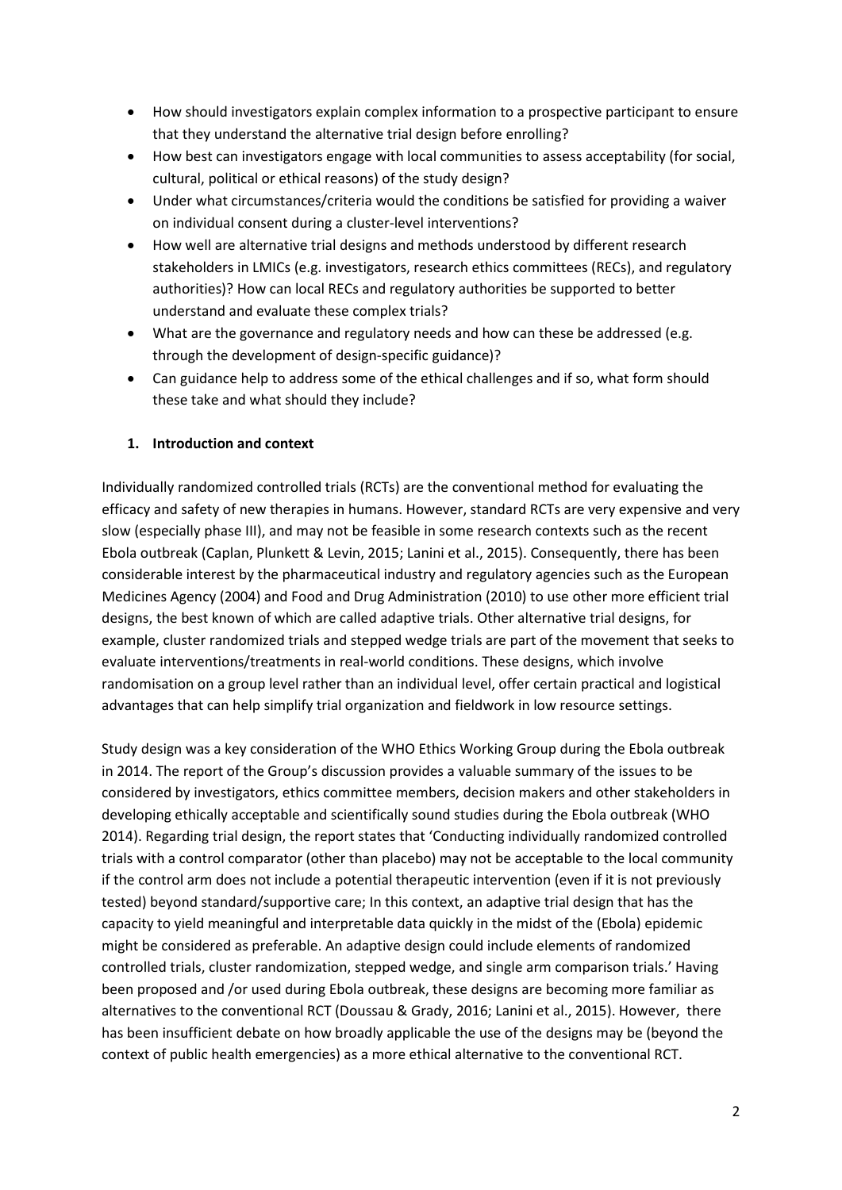- How should investigators explain complex information to a prospective participant to ensure that they understand the alternative trial design before enrolling?
- How best can investigators engage with local communities to assess acceptability (for social, cultural, political or ethical reasons) of the study design?
- Under what circumstances/criteria would the conditions be satisfied for providing a waiver on individual consent during a cluster-level interventions?
- How well are alternative trial designs and methods understood by different research stakeholders in LMICs (e.g. investigators, research ethics committees (RECs), and regulatory authorities)? How can local RECs and regulatory authorities be supported to better understand and evaluate these complex trials?
- What are the governance and regulatory needs and how can these be addressed (e.g. through the development of design-specific guidance)?
- Can guidance help to address some of the ethical challenges and if so, what form should these take and what should they include?

## 1. Introduction and context

Individually randomized controlled trials (RCTs) are the conventional method for evaluating the efficacy and safety of new therapies in humans. However, standard RCTs are very expensive and very slow (especially phase III), and may not be feasible in some research contexts such as the recent Ebola outbreak (Caplan, Plunkett & Levin, 2015; Lanini et al., 2015). Consequently, there has been considerable interest by the pharmaceutical industry and regulatory agencies such as the European Medicines Agency (2004) and Food and Drug Administration (2010) to use other more efficient trial designs, the best known of which are called adaptive trials. Other alternative trial designs, for example, cluster randomized trials and stepped wedge trials are part of the movement that seeks to evaluate interventions/treatments in real-world conditions. These designs, which involve randomisation on a group level rather than an individual level, offer certain practical and logistical advantages that can help simplify trial organization and fieldwork in low resource settings.

Study design was a key consideration of the WHO Ethics Working Group during the Ebola outbreak in 2014. The report of the Group's discussion provides a valuable summary of the issues to be considered by investigators, ethics committee members, decision makers and other stakeholders in developing ethically acceptable and scientifically sound studies during the Ebola outbreak (WHO 2014). Regarding trial design, the report states that 'Conducting individually randomized controlled trials with a control comparator (other than placebo) may not be acceptable to the local community if the control arm does not include a potential therapeutic intervention (even if it is not previously tested) beyond standard/supportive care; In this context, an adaptive trial design that has the capacity to yield meaningful and interpretable data quickly in the midst of the (Ebola) epidemic might be considered as preferable. An adaptive design could include elements of randomized controlled trials, cluster randomization, stepped wedge, and single arm comparison trials.' Having been proposed and /or used during Ebola outbreak, these designs are becoming more familiar as alternatives to the conventional RCT (Doussau & Grady, 2016; Lanini et al., 2015). However, there has been insufficient debate on how broadly applicable the use of the designs may be (beyond the context of public health emergencies) as a more ethical alternative to the conventional RCT.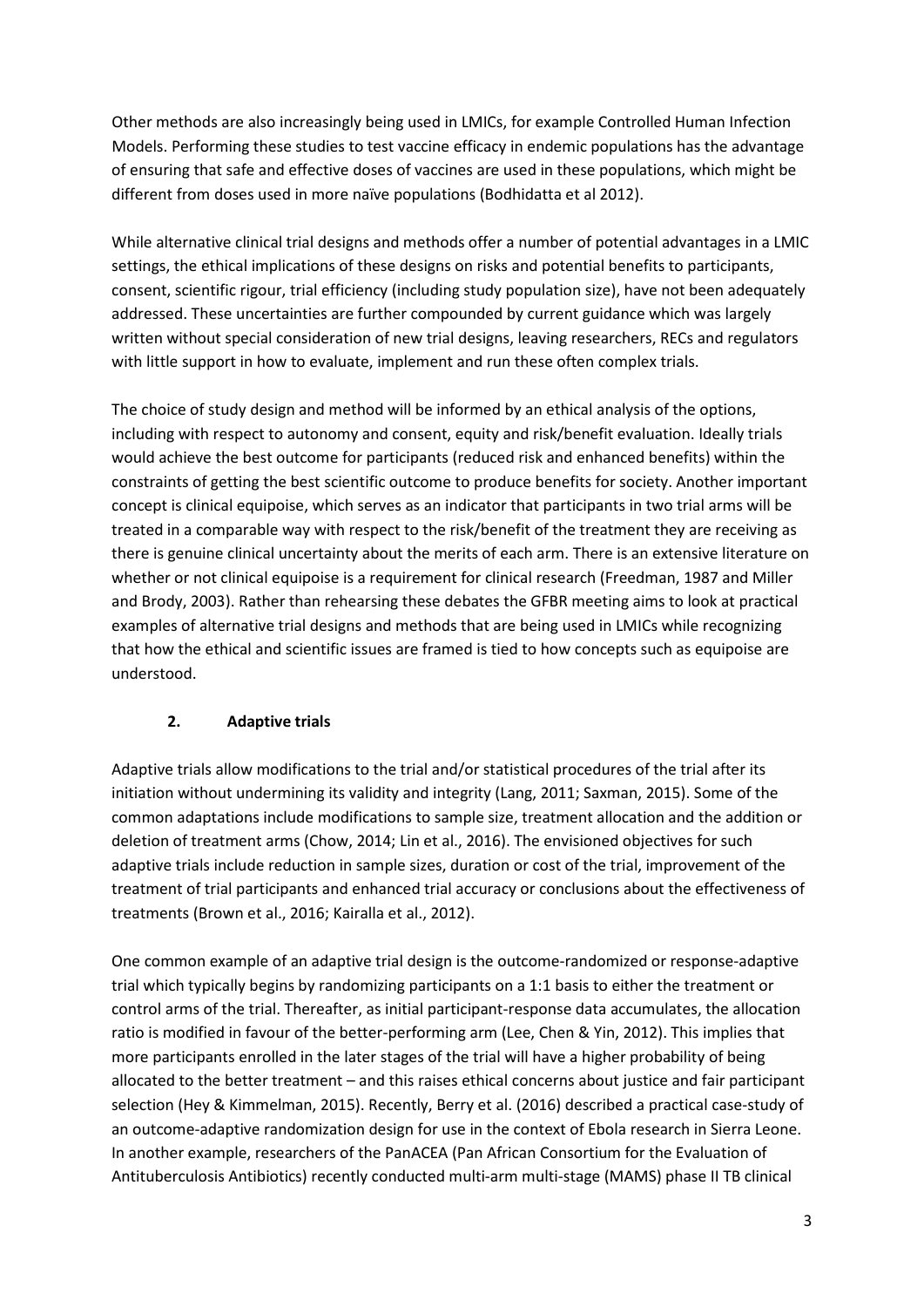Other methods are also increasingly being used in LMICs, for example Controlled Human Infection Models. Performing these studies to test vaccine efficacy in endemic populations has the advantage of ensuring that safe and effective doses of vaccines are used in these populations, which might be different from doses used in more naïve populations (Bodhidatta et al 2012).

While alternative clinical trial designs and methods offer a number of potential advantages in a LMIC settings, the ethical implications of these designs on risks and potential benefits to participants, consent, scientific rigour, trial efficiency (including study population size), have not been adequately addressed. These uncertainties are further compounded by current guidance which was largely written without special consideration of new trial designs, leaving researchers, RECs and regulators with little support in how to evaluate, implement and run these often complex trials.

The choice of study design and method will be informed by an ethical analysis of the options, including with respect to autonomy and consent, equity and risk/benefit evaluation. Ideally trials would achieve the best outcome for participants (reduced risk and enhanced benefits) within the constraints of getting the best scientific outcome to produce benefits for society. Another important concept is clinical equipoise, which serves as an indicator that participants in two trial arms will be treated in a comparable way with respect to the risk/benefit of the treatment they are receiving as there is genuine clinical uncertainty about the merits of each arm. There is an extensive literature on whether or not clinical equipoise is a requirement for clinical research (Freedman, 1987 and Miller and Brody, 2003). Rather than rehearsing these debates the GFBR meeting aims to look at practical examples of alternative trial designs and methods that are being used in LMICs while recognizing that how the ethical and scientific issues are framed is tied to how concepts such as equipoise are understood.

## 2. Adaptive trials

Adaptive trials allow modifications to the trial and/or statistical procedures of the trial after its initiation without undermining its validity and integrity (Lang, 2011; Saxman, 2015). Some of the common adaptations include modifications to sample size, treatment allocation and the addition or deletion of treatment arms (Chow, 2014; Lin et al., 2016). The envisioned objectives for such adaptive trials include reduction in sample sizes, duration or cost of the trial, improvement of the treatment of trial participants and enhanced trial accuracy or conclusions about the effectiveness of treatments (Brown et al., 2016; Kairalla et al., 2012).

One common example of an adaptive trial design is the outcome-randomized or response-adaptive trial which typically begins by randomizing participants on a 1:1 basis to either the treatment or control arms of the trial. Thereafter, as initial participant-response data accumulates, the allocation ratio is modified in favour of the better-performing arm (Lee, Chen & Yin, 2012). This implies that more participants enrolled in the later stages of the trial will have a higher probability of being allocated to the better treatment – and this raises ethical concerns about justice and fair participant selection (Hey & Kimmelman, 2015). Recently, Berry et al. (2016) described a practical case-study of an outcome-adaptive randomization design for use in the context of Ebola research in Sierra Leone. In another example, researchers of the PanACEA (Pan African Consortium for the Evaluation of Antituberculosis Antibiotics) recently conducted multi-arm multi-stage (MAMS) phase II TB clinical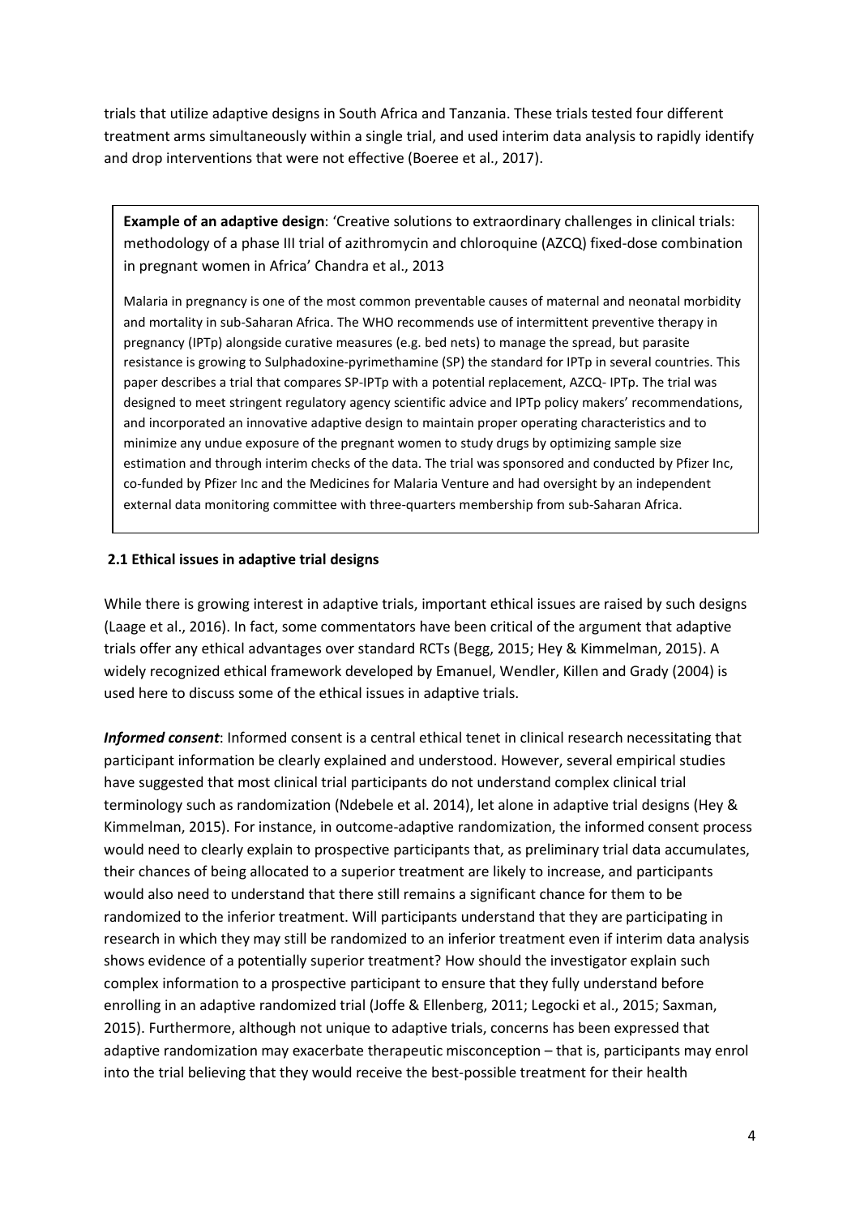trials that utilize adaptive designs in South Africa and Tanzania. These trials tested four different treatment arms simultaneously within a single trial, and used interim data analysis to rapidly identify and drop interventions that were not effective (Boeree et al., 2017).

> **Example of an adaptive design**: 'Creative solutions to extraordinary challenges in clinical trials: methodology of a phase III trial of azithromycin and chloroquine (AZCQ) fixed-dose combination in pregnant women in Africa' Chandra et al., 2013
>
> Malaria in pregnancy is one of the most common preventable causes of maternal and neonatal morbidity and mortality in sub-Saharan Africa. The WHO recommends use of intermittent preventive therapy in pregnancy (IPTp) alongside curative measures (e.g. bed nets) to manage the spread, but parasite resistance is growing to Sulphadoxine-pyrimethamine (SP) the standard for IPTp in several countries. This paper describes a trial that compares SP-IPTp with a potential replacement, AZCQ- IPTp. The trial was designed to meet stringent regulatory agency scientific advice and IPTp policy makers' recommendations, and incorporated an innovative adaptive design to maintain proper operating characteristics and to minimize any undue exposure of the pregnant women to study drugs by optimizing sample size estimation and through interim checks of the data. The trial was sponsored and conducted by Pfizer Inc, co-funded by Pfizer Inc and the Medicines for Malaria Venture and had oversight by an independent external data monitoring committee with three-quarters membership from sub-Saharan Africa.

### 2.1 Ethical issues in adaptive trial designs

While there is growing interest in adaptive trials, important ethical issues are raised by such designs (Laage et al., 2016). In fact, some commentators have been critical of the argument that adaptive trials offer any ethical advantages over standard RCTs (Begg, 2015; Hey & Kimmelman, 2015). A widely recognized ethical framework developed by Emanuel, Wendler, Killen and Grady (2004) is used here to discuss some of the ethical issues in adaptive trials.

***Informed consent***: Informed consent is a central ethical tenet in clinical research necessitating that participant information be clearly explained and understood. However, several empirical studies have suggested that most clinical trial participants do not understand complex clinical trial terminology such as randomization (Ndebele et al. 2014), let alone in adaptive trial designs (Hey & Kimmelman, 2015). For instance, in outcome-adaptive randomization, the informed consent process would need to clearly explain to prospective participants that, as preliminary trial data accumulates, their chances of being allocated to a superior treatment are likely to increase, and participants would also need to understand that there still remains a significant chance for them to be randomized to the inferior treatment. Will participants understand that they are participating in research in which they may still be randomized to an inferior treatment even if interim data analysis shows evidence of a potentially superior treatment? How should the investigator explain such complex information to a prospective participant to ensure that they fully understand before enrolling in an adaptive randomized trial (Joffe & Ellenberg, 2011; Legocki et al., 2015; Saxman, 2015). Furthermore, although not unique to adaptive trials, concerns has been expressed that adaptive randomization may exacerbate therapeutic misconception – that is, participants may enrol into the trial believing that they would receive the best-possible treatment for their health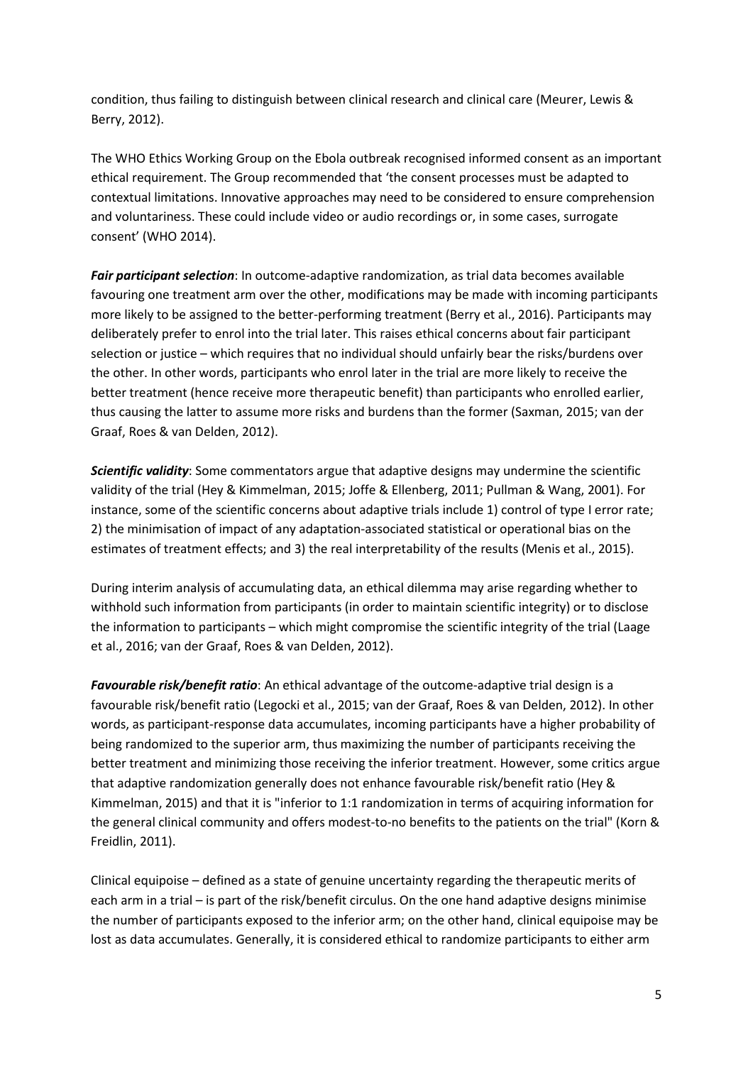condition, thus failing to distinguish between clinical research and clinical care (Meurer, Lewis & Berry, 2012).

The WHO Ethics Working Group on the Ebola outbreak recognised informed consent as an important ethical requirement. The Group recommended that 'the consent processes must be adapted to contextual limitations. Innovative approaches may need to be considered to ensure comprehension and voluntariness. These could include video or audio recordings or, in some cases, surrogate consent' (WHO 2014).

***Fair participant selection***: In outcome-adaptive randomization, as trial data becomes available favouring one treatment arm over the other, modifications may be made with incoming participants more likely to be assigned to the better-performing treatment (Berry et al., 2016). Participants may deliberately prefer to enrol into the trial later. This raises ethical concerns about fair participant selection or justice – which requires that no individual should unfairly bear the risks/burdens over the other. In other words, participants who enrol later in the trial are more likely to receive the better treatment (hence receive more therapeutic benefit) than participants who enrolled earlier, thus causing the latter to assume more risks and burdens than the former (Saxman, 2015; van der Graaf, Roes & van Delden, 2012).

***Scientific validity***: Some commentators argue that adaptive designs may undermine the scientific validity of the trial (Hey & Kimmelman, 2015; Joffe & Ellenberg, 2011; Pullman & Wang, 2001). For instance, some of the scientific concerns about adaptive trials include 1) control of type I error rate; 2) the minimisation of impact of any adaptation-associated statistical or operational bias on the estimates of treatment effects; and 3) the real interpretability of the results (Menis et al., 2015).

During interim analysis of accumulating data, an ethical dilemma may arise regarding whether to withhold such information from participants (in order to maintain scientific integrity) or to disclose the information to participants – which might compromise the scientific integrity of the trial (Laage et al., 2016; van der Graaf, Roes & van Delden, 2012).

***Favourable risk/benefit ratio***: An ethical advantage of the outcome-adaptive trial design is a favourable risk/benefit ratio (Legocki et al., 2015; van der Graaf, Roes & van Delden, 2012). In other words, as participant-response data accumulates, incoming participants have a higher probability of being randomized to the superior arm, thus maximizing the number of participants receiving the better treatment and minimizing those receiving the inferior treatment. However, some critics argue that adaptive randomization generally does not enhance favourable risk/benefit ratio (Hey & Kimmelman, 2015) and that it is "inferior to 1:1 randomization in terms of acquiring information for the general clinical community and offers modest-to-no benefits to the patients on the trial" (Korn & Freidlin, 2011).

Clinical equipoise – defined as a state of genuine uncertainty regarding the therapeutic merits of each arm in a trial – is part of the risk/benefit circulus. On the one hand adaptive designs minimise the number of participants exposed to the inferior arm; on the other hand, clinical equipoise may be lost as data accumulates. Generally, it is considered ethical to randomize participants to either arm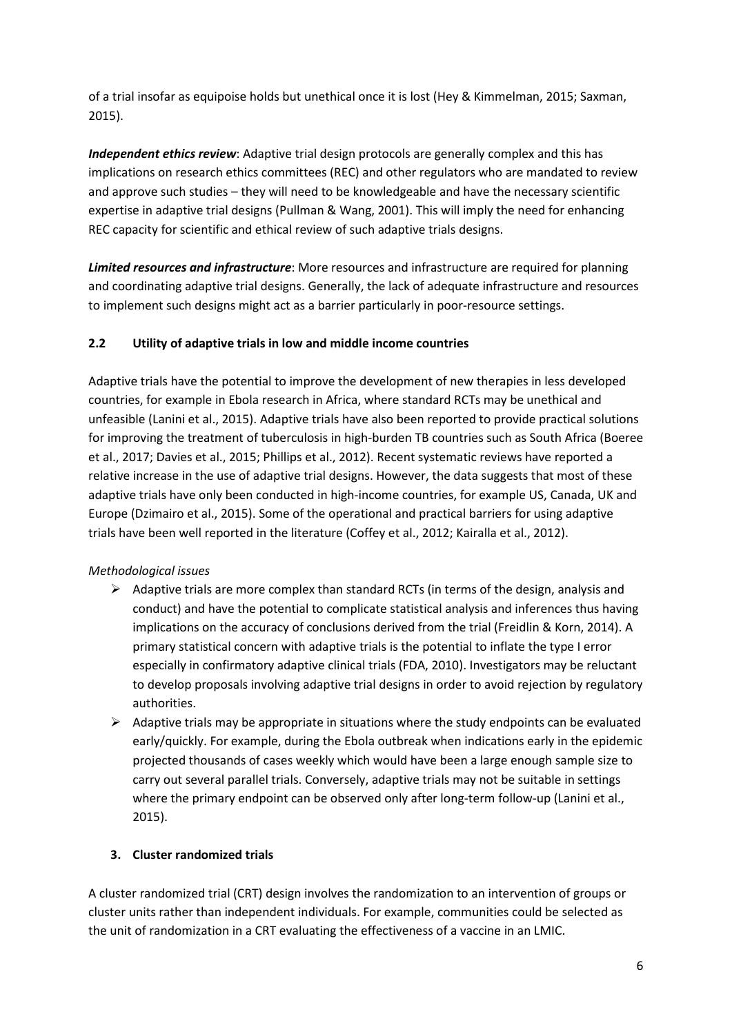of a trial insofar as equipoise holds but unethical once it is lost (Hey & Kimmelman, 2015; Saxman, 2015).

***Independent ethics review***: Adaptive trial design protocols are generally complex and this has implications on research ethics committees (REC) and other regulators who are mandated to review and approve such studies – they will need to be knowledgeable and have the necessary scientific expertise in adaptive trial designs (Pullman & Wang, 2001). This will imply the need for enhancing REC capacity for scientific and ethical review of such adaptive trials designs.

***Limited resources and infrastructure***: More resources and infrastructure are required for planning and coordinating adaptive trial designs. Generally, the lack of adequate infrastructure and resources to implement such designs might act as a barrier particularly in poor-resource settings.

## 2.2 Utility of adaptive trials in low and middle income countries

Adaptive trials have the potential to improve the development of new therapies in less developed countries, for example in Ebola research in Africa, where standard RCTs may be unethical and unfeasible (Lanini et al., 2015). Adaptive trials have also been reported to provide practical solutions for improving the treatment of tuberculosis in high-burden TB countries such as South Africa (Boeree et al., 2017; Davies et al., 2015; Phillips et al., 2012). Recent systematic reviews have reported a relative increase in the use of adaptive trial designs. However, the data suggests that most of these adaptive trials have only been conducted in high-income countries, for example US, Canada, UK and Europe (Dzimairo et al., 2015). Some of the operational and practical barriers for using adaptive trials have been well reported in the literature (Coffey et al., 2012; Kairalla et al., 2012).

*Methodological issues*

- Adaptive trials are more complex than standard RCTs (in terms of the design, analysis and conduct) and have the potential to complicate statistical analysis and inferences thus having implications on the accuracy of conclusions derived from the trial (Freidlin & Korn, 2014). A primary statistical concern with adaptive trials is the potential to inflate the type I error especially in confirmatory adaptive clinical trials (FDA, 2010). Investigators may be reluctant to develop proposals involving adaptive trial designs in order to avoid rejection by regulatory authorities.
- Adaptive trials may be appropriate in situations where the study endpoints can be evaluated early/quickly. For example, during the Ebola outbreak when indications early in the epidemic projected thousands of cases weekly which would have been a large enough sample size to carry out several parallel trials. Conversely, adaptive trials may not be suitable in settings where the primary endpoint can be observed only after long-term follow-up (Lanini et al., 2015).

# 3. Cluster randomized trials

A cluster randomized trial (CRT) design involves the randomization to an intervention of groups or cluster units rather than independent individuals. For example, communities could be selected as the unit of randomization in a CRT evaluating the effectiveness of a vaccine in an LMIC.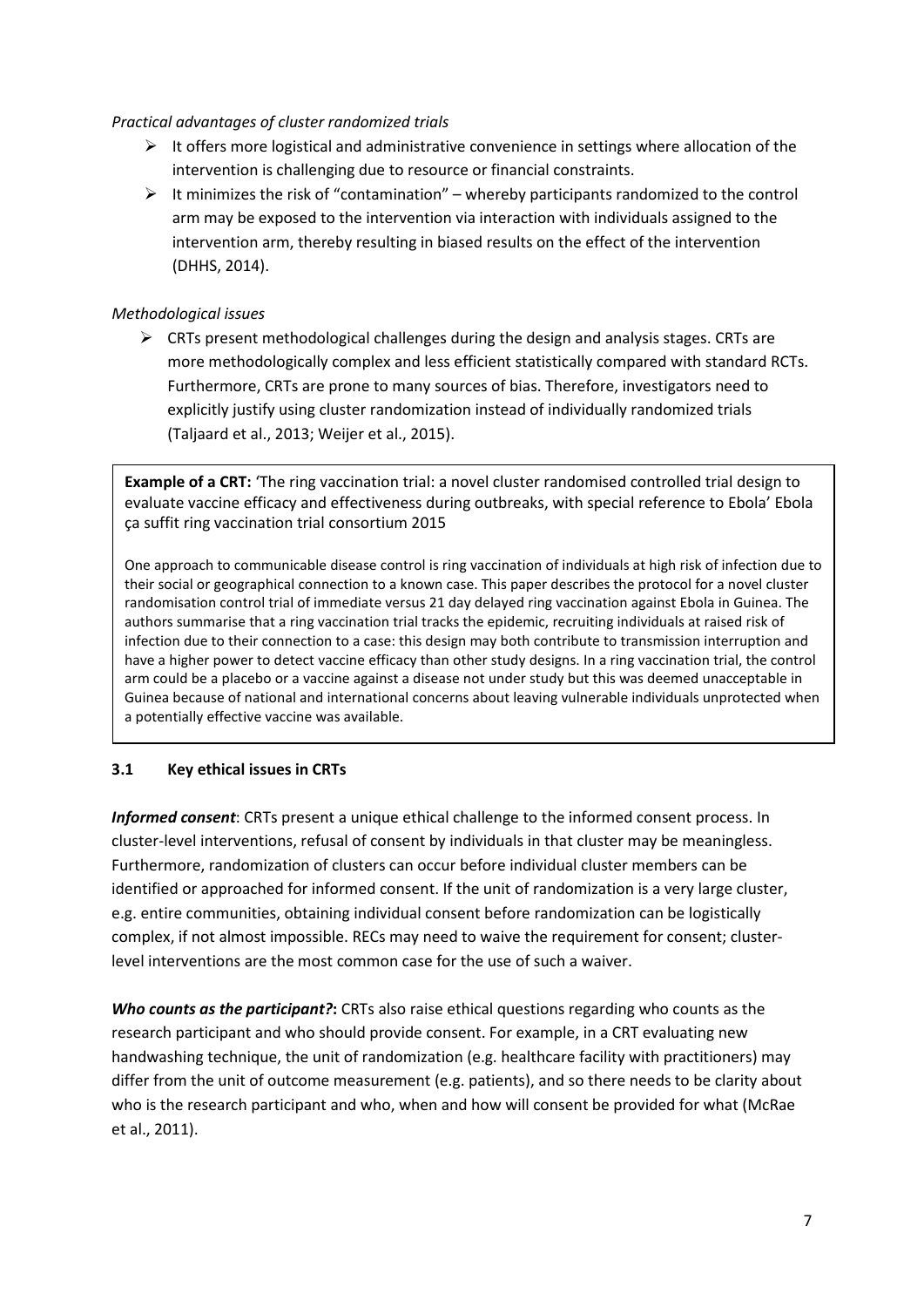*Practical advantages of cluster randomized trials*

- It offers more logistical and administrative convenience in settings where allocation of the intervention is challenging due to resource or financial constraints.
- It minimizes the risk of "contamination" – whereby participants randomized to the control arm may be exposed to the intervention via interaction with individuals assigned to the intervention arm, thereby resulting in biased results on the effect of the intervention (DHHS, 2014).

*Methodological issues*

- CRTs present methodological challenges during the design and analysis stages. CRTs are more methodologically complex and less efficient statistically compared with standard RCTs. Furthermore, CRTs are prone to many sources of bias. Therefore, investigators need to explicitly justify using cluster randomization instead of individually randomized trials (Taljaard et al., 2013; Weijer et al., 2015).

> **Example of a CRT:** 'The ring vaccination trial: a novel cluster randomised controlled trial design to evaluate vaccine efficacy and effectiveness during outbreaks, with special reference to Ebola' Ebola ça suffit ring vaccination trial consortium 2015
>
> One approach to communicable disease control is ring vaccination of individuals at high risk of infection due to their social or geographical connection to a known case. This paper describes the protocol for a novel cluster randomisation control trial of immediate versus 21 day delayed ring vaccination against Ebola in Guinea. The authors summarise that a ring vaccination trial tracks the epidemic, recruiting individuals at raised risk of infection due to their connection to a case: this design may both contribute to transmission interruption and have a higher power to detect vaccine efficacy than other study designs. In a ring vaccination trial, the control arm could be a placebo or a vaccine against a disease not under study but this was deemed unacceptable in Guinea because of national and international concerns about leaving vulnerable individuals unprotected when a potentially effective vaccine was available.

### 3.1 Key ethical issues in CRTs

***Informed consent***: CRTs present a unique ethical challenge to the informed consent process. In cluster-level interventions, refusal of consent by individuals in that cluster may be meaningless. Furthermore, randomization of clusters can occur before individual cluster members can be identified or approached for informed consent. If the unit of randomization is a very large cluster, e.g. entire communities, obtaining individual consent before randomization can be logistically complex, if not almost impossible. RECs may need to waive the requirement for consent; cluster-level interventions are the most common case for the use of such a waiver.

***Who counts as the participant?*:** CRTs also raise ethical questions regarding who counts as the research participant and who should provide consent. For example, in a CRT evaluating new handwashing technique, the unit of randomization (e.g. healthcare facility with practitioners) may differ from the unit of outcome measurement (e.g. patients), and so there needs to be clarity about who is the research participant and who, when and how will consent be provided for what (McRae et al., 2011).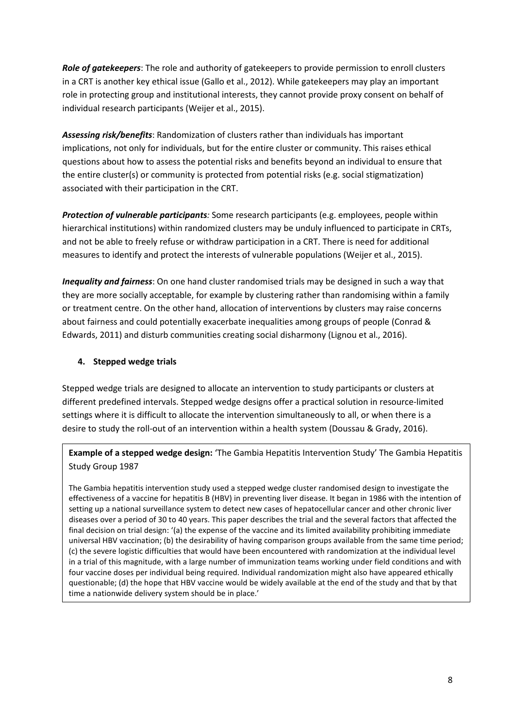***Role of gatekeepers***: The role and authority of gatekeepers to provide permission to enroll clusters in a CRT is another key ethical issue (Gallo et al., 2012). While gatekeepers may play an important role in protecting group and institutional interests, they cannot provide proxy consent on behalf of individual research participants (Weijer et al., 2015).

***Assessing risk/benefits***: Randomization of clusters rather than individuals has important implications, not only for individuals, but for the entire cluster or community. This raises ethical questions about how to assess the potential risks and benefits beyond an individual to ensure that the entire cluster(s) or community is protected from potential risks (e.g. social stigmatization) associated with their participation in the CRT.

***Protection of vulnerable participants****:* Some research participants (e.g. employees, people within hierarchical institutions) within randomized clusters may be unduly influenced to participate in CRTs, and not be able to freely refuse or withdraw participation in a CRT. There is need for additional measures to identify and protect the interests of vulnerable populations (Weijer et al., 2015).

***Inequality and fairness***: On one hand cluster randomised trials may be designed in such a way that they are more socially acceptable, for example by clustering rather than randomising within a family or treatment centre. On the other hand, allocation of interventions by clusters may raise concerns about fairness and could potentially exacerbate inequalities among groups of people (Conrad & Edwards, 2011) and disturb communities creating social disharmony (Lignou et al., 2016).

## 4. Stepped wedge trials

Stepped wedge trials are designed to allocate an intervention to study participants or clusters at different predefined intervals. Stepped wedge designs offer a practical solution in resource-limited settings where it is difficult to allocate the intervention simultaneously to all, or when there is a desire to study the roll-out of an intervention within a health system (Doussau & Grady, 2016).

**Example of a stepped wedge design:** 'The Gambia Hepatitis Intervention Study' The Gambia Hepatitis Study Group 1987

The Gambia hepatitis intervention study used a stepped wedge cluster randomised design to investigate the effectiveness of a vaccine for hepatitis B (HBV) in preventing liver disease. It began in 1986 with the intention of setting up a national surveillance system to detect new cases of hepatocellular cancer and other chronic liver diseases over a period of 30 to 40 years. This paper describes the trial and the several factors that affected the final decision on trial design: '(a) the expense of the vaccine and its limited availability prohibiting immediate universal HBV vaccination; (b) the desirability of having comparison groups available from the same time period; (c) the severe logistic difficulties that would have been encountered with randomization at the individual level in a trial of this magnitude, with a large number of immunization teams working under field conditions and with four vaccine doses per individual being required. Individual randomization might also have appeared ethically questionable; (d) the hope that HBV vaccine would be widely available at the end of the study and that by that time a nationwide delivery system should be in place.'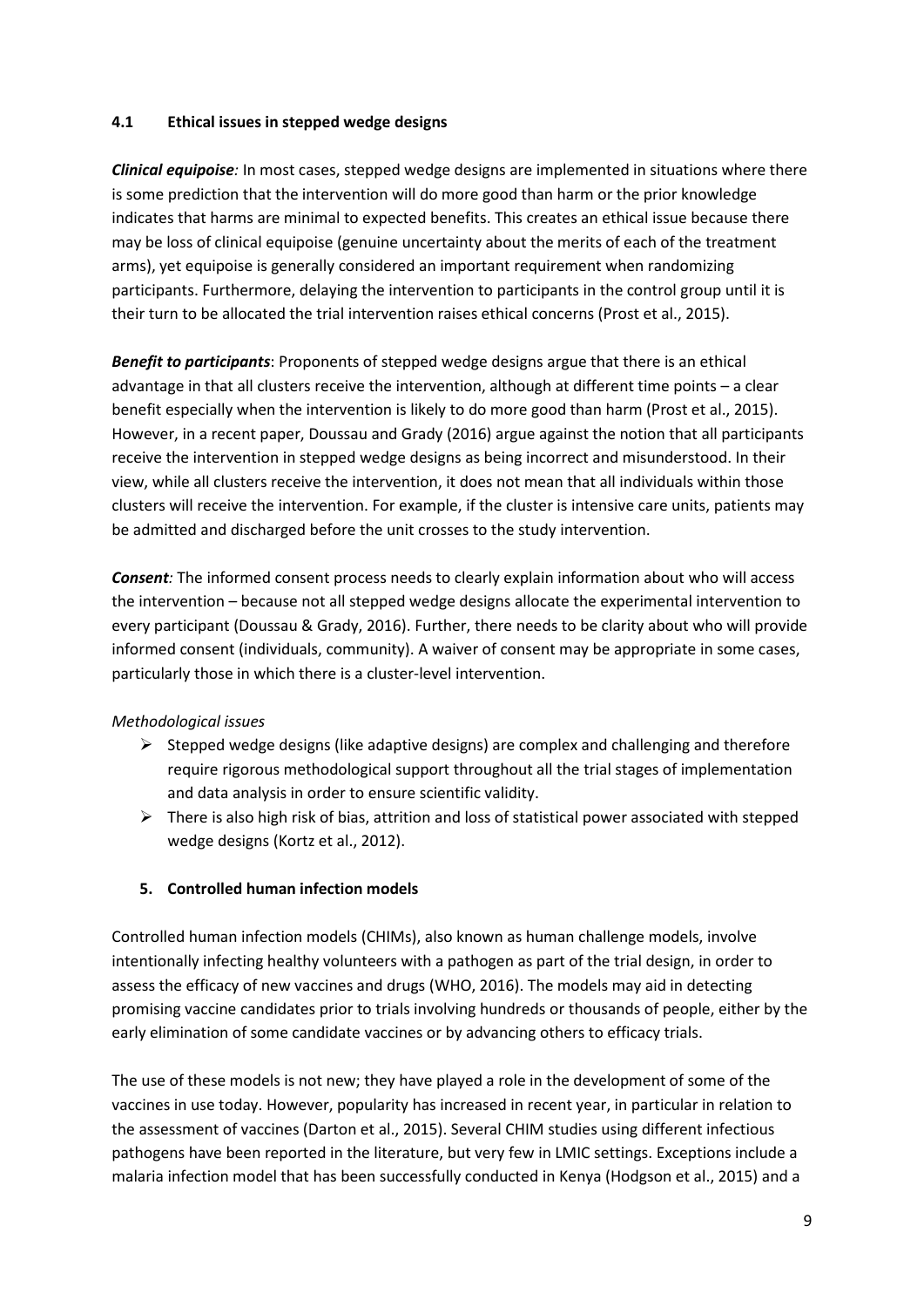### 4.1 Ethical issues in stepped wedge designs

***Clinical equipoise**:* In most cases, stepped wedge designs are implemented in situations where there is some prediction that the intervention will do more good than harm or the prior knowledge indicates that harms are minimal to expected benefits. This creates an ethical issue because there may be loss of clinical equipoise (genuine uncertainty about the merits of each of the treatment arms), yet equipoise is generally considered an important requirement when randomizing participants. Furthermore, delaying the intervention to participants in the control group until it is their turn to be allocated the trial intervention raises ethical concerns (Prost et al., 2015).

***Benefit to participants***: Proponents of stepped wedge designs argue that there is an ethical advantage in that all clusters receive the intervention, although at different time points – a clear benefit especially when the intervention is likely to do more good than harm (Prost et al., 2015). However, in a recent paper, Doussau and Grady (2016) argue against the notion that all participants receive the intervention in stepped wedge designs as being incorrect and misunderstood. In their view, while all clusters receive the intervention, it does not mean that all individuals within those clusters will receive the intervention. For example, if the cluster is intensive care units, patients may be admitted and discharged before the unit crosses to the study intervention.

***Consent**:* The informed consent process needs to clearly explain information about who will access the intervention – because not all stepped wedge designs allocate the experimental intervention to every participant (Doussau & Grady, 2016). Further, there needs to be clarity about who will provide informed consent (individuals, community). A waiver of consent may be appropriate in some cases, particularly those in which there is a cluster-level intervention.

*Methodological issues*

- Stepped wedge designs (like adaptive designs) are complex and challenging and therefore require rigorous methodological support throughout all the trial stages of implementation and data analysis in order to ensure scientific validity.
- There is also high risk of bias, attrition and loss of statistical power associated with stepped wedge designs (Kortz et al., 2012).

## 5. Controlled human infection models

Controlled human infection models (CHIMs), also known as human challenge models, involve intentionally infecting healthy volunteers with a pathogen as part of the trial design, in order to assess the efficacy of new vaccines and drugs (WHO, 2016). The models may aid in detecting promising vaccine candidates prior to trials involving hundreds or thousands of people, either by the early elimination of some candidate vaccines or by advancing others to efficacy trials.

The use of these models is not new; they have played a role in the development of some of the vaccines in use today. However, popularity has increased in recent year, in particular in relation to the assessment of vaccines (Darton et al., 2015). Several CHIM studies using different infectious pathogens have been reported in the literature, but very few in LMIC settings. Exceptions include a malaria infection model that has been successfully conducted in Kenya (Hodgson et al., 2015) and a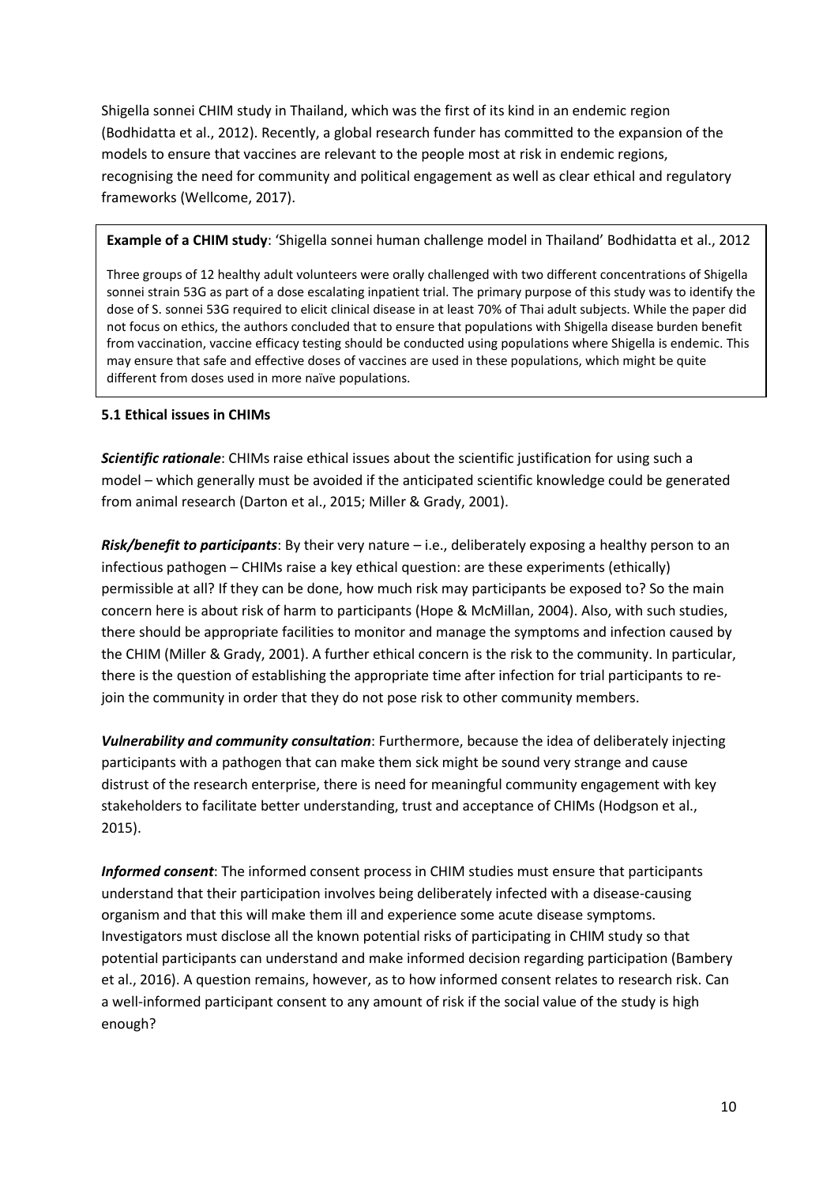Shigella sonnei CHIM study in Thailand, which was the first of its kind in an endemic region (Bodhidatta et al., 2012). Recently, a global research funder has committed to the expansion of the models to ensure that vaccines are relevant to the people most at risk in endemic regions, recognising the need for community and political engagement as well as clear ethical and regulatory frameworks (Wellcome, 2017).

> **Example of a CHIM study**: 'Shigella sonnei human challenge model in Thailand' Bodhidatta et al., 2012
>
> Three groups of 12 healthy adult volunteers were orally challenged with two different concentrations of Shigella sonnei strain 53G as part of a dose escalating inpatient trial. The primary purpose of this study was to identify the dose of S. sonnei 53G required to elicit clinical disease in at least 70% of Thai adult subjects. While the paper did not focus on ethics, the authors concluded that to ensure that populations with Shigella disease burden benefit from vaccination, vaccine efficacy testing should be conducted using populations where Shigella is endemic. This may ensure that safe and effective doses of vaccines are used in these populations, which might be quite different from doses used in more naïve populations.

**5.1 Ethical issues in CHIMs**

***Scientific rationale***: CHIMs raise ethical issues about the scientific justification for using such a model – which generally must be avoided if the anticipated scientific knowledge could be generated from animal research (Darton et al., 2015; Miller & Grady, 2001).

***Risk/benefit to participants***: By their very nature – i.e., deliberately exposing a healthy person to an infectious pathogen – CHIMs raise a key ethical question: are these experiments (ethically) permissible at all? If they can be done, how much risk may participants be exposed to? So the main concern here is about risk of harm to participants (Hope & McMillan, 2004). Also, with such studies, there should be appropriate facilities to monitor and manage the symptoms and infection caused by the CHIM (Miller & Grady, 2001). A further ethical concern is the risk to the community. In particular, there is the question of establishing the appropriate time after infection for trial participants to re-join the community in order that they do not pose risk to other community members.

***Vulnerability and community consultation***: Furthermore, because the idea of deliberately injecting participants with a pathogen that can make them sick might be sound very strange and cause distrust of the research enterprise, there is need for meaningful community engagement with key stakeholders to facilitate better understanding, trust and acceptance of CHIMs (Hodgson et al., 2015).

***Informed consent***: The informed consent process in CHIM studies must ensure that participants understand that their participation involves being deliberately infected with a disease-causing organism and that this will make them ill and experience some acute disease symptoms. Investigators must disclose all the known potential risks of participating in CHIM study so that potential participants can understand and make informed decision regarding participation (Bambery et al., 2016). A question remains, however, as to how informed consent relates to research risk. Can a well-informed participant consent to any amount of risk if the social value of the study is high enough?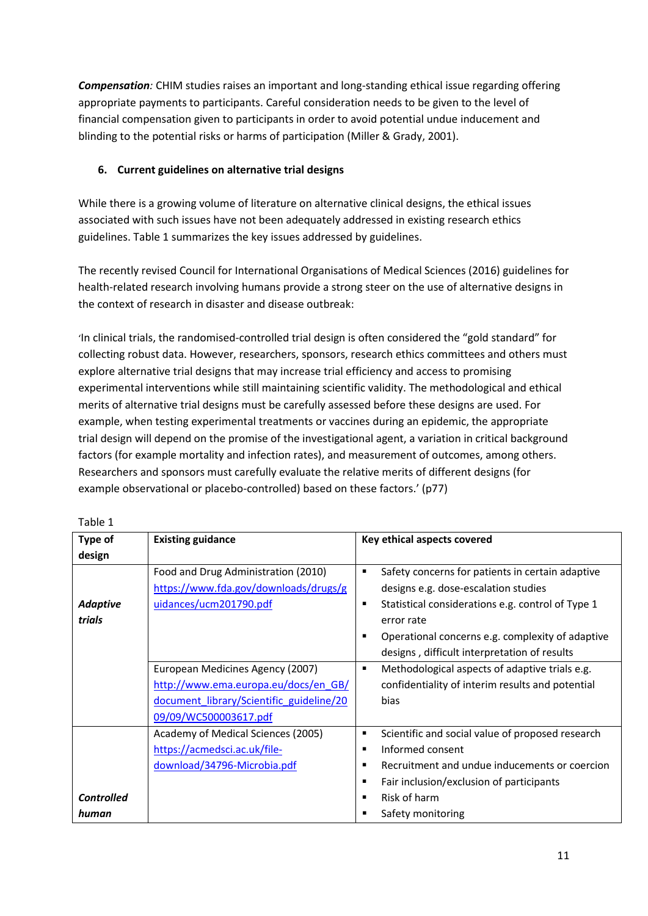***Compensation**:* CHIM studies raises an important and long-standing ethical issue regarding offering appropriate payments to participants. Careful consideration needs to be given to the level of financial compensation given to participants in order to avoid potential undue inducement and blinding to the potential risks or harms of participation (Miller & Grady, 2001).

## 6. Current guidelines on alternative trial designs

While there is a growing volume of literature on alternative clinical designs, the ethical issues associated with such issues have not been adequately addressed in existing research ethics guidelines. Table 1 summarizes the key issues addressed by guidelines.

The recently revised Council for International Organisations of Medical Sciences (2016) guidelines for health-related research involving humans provide a strong steer on the use of alternative designs in the context of research in disaster and disease outbreak:

'In clinical trials, the randomised-controlled trial design is often considered the "gold standard" for collecting robust data. However, researchers, sponsors, research ethics committees and others must explore alternative trial designs that may increase trial efficiency and access to promising experimental interventions while still maintaining scientific validity. The methodological and ethical merits of alternative trial designs must be carefully assessed before these designs are used. For example, when testing experimental treatments or vaccines during an epidemic, the appropriate trial design will depend on the promise of the investigational agent, a variation in critical background factors (for example mortality and infection rates), and measurement of outcomes, among others. Researchers and sponsors must carefully evaluate the relative merits of different designs (for example observational or placebo-controlled) based on these factors.' (p77)

Table 1

| Type of design | Existing guidance | Key ethical aspects covered |
|---|---|---|
| ***Adaptive trials*** | Food and Drug Administration (2010) https://www.fda.gov/downloads/drugs/guidances/ucm201790.pdf | ▪ Safety concerns for patients in certain adaptive designs e.g. dose-escalation studies<br>▪ Statistical considerations e.g. control of Type 1 error rate<br>▪ Operational concerns e.g. complexity of adaptive designs , difficult interpretation of results |
| | European Medicines Agency (2007) http://www.ema.europa.eu/docs/en_GB/document_library/Scientific_guideline/2009/09/WC500003617.pdf | ▪ Methodological aspects of adaptive trials e.g. confidentiality of interim results and potential bias |
| ***Controlled human*** | Academy of Medical Sciences (2005) https://acmedsci.ac.uk/file-download/34796-Microbia.pdf | ▪ Scientific and social value of proposed research<br>▪ Informed consent<br>▪ Recruitment and undue inducements or coercion<br>▪ Fair inclusion/exclusion of participants<br>▪ Risk of harm<br>▪ Safety monitoring |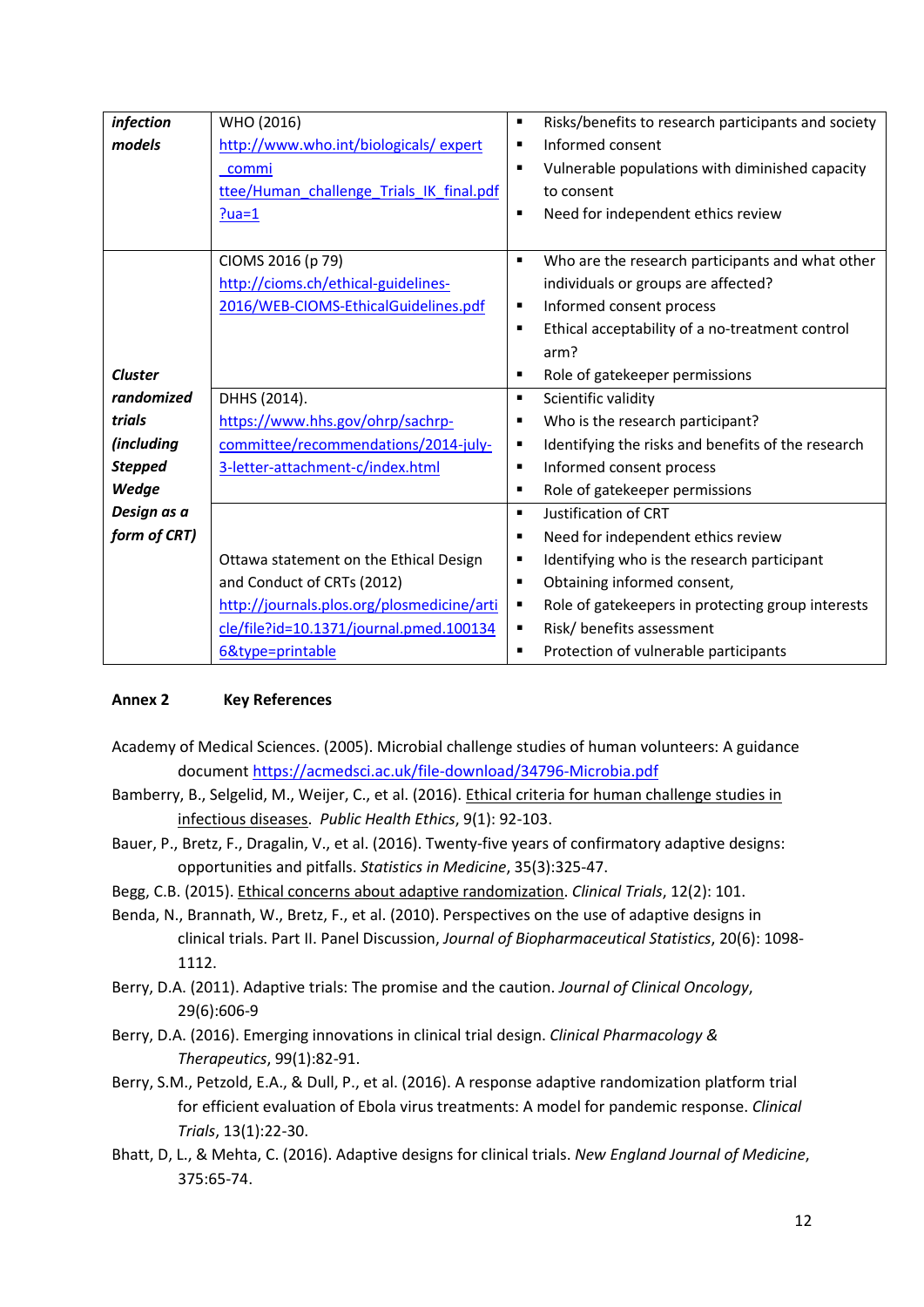| | | |
|---|---|---|
| ***infection models*** | WHO (2016) [http://www.who.int/biologicals/ expert _commi ttee/Human_challenge_Trials_IK_final.pdf ?ua=1](http://www.who.int/biologicals/expert_committee/Human_challenge_Trials_IK_final.pdf?ua=1) | ▪ Risks/benefits to research participants and society<br>▪ Informed consent<br>▪ Vulnerable populations with diminished capacity to consent<br>▪ Need for independent ethics review |
| ***Cluster randomized trials (including Stepped Wedge Design as a form of CRT)*** | CIOMS 2016 (p 79) [http://cioms.ch/ethical-guidelines-2016/WEB-CIOMS-EthicalGuidelines.pdf](http://cioms.ch/ethical-guidelines-2016/WEB-CIOMS-EthicalGuidelines.pdf) | ▪ Who are the research participants and what other individuals or groups are affected?<br>▪ Informed consent process<br>▪ Ethical acceptability of a no-treatment control arm?<br>▪ Role of gatekeeper permissions |
| | DHHS (2014). [https://www.hhs.gov/ohrp/sachrp-committee/recommendations/2014-july-3-letter-attachment-c/index.html](https://www.hhs.gov/ohrp/sachrp-committee/recommendations/2014-july-3-letter-attachment-c/index.html) | ▪ Scientific validity<br>▪ Who is the research participant?<br>▪ Identifying the risks and benefits of the research<br>▪ Informed consent process<br>▪ Role of gatekeeper permissions |
| | Ottawa statement on the Ethical Design and Conduct of CRTs (2012) [http://journals.plos.org/plosmedicine/article/file?id=10.1371/journal.pmed.1001346&type=printable](http://journals.plos.org/plosmedicine/article/file?id=10.1371/journal.pmed.1001346&type=printable) | ▪ Justification of CRT<br>▪ Need for independent ethics review<br>▪ Identifying who is the research participant<br>▪ Obtaining informed consent,<br>▪ Role of gatekeepers in protecting group interests<br>▪ Risk/ benefits assessment<br>▪ Protection of vulnerable participants |

## Annex 2 Key References

Academy of Medical Sciences. (2005). Microbial challenge studies of human volunteers: A guidance document [https://acmedsci.ac.uk/file-download/34796-Microbia.pdf](https://acmedsci.ac.uk/file-download/34796-Microbia.pdf)

Bamberry, B., Selgelid, M., Weijer, C., et al. (2016). Ethical criteria for human challenge studies in infectious diseases. *Public Health Ethics*, 9(1): 92-103.

Bauer, P., Bretz, F., Dragalin, V., et al. (2016). Twenty-five years of confirmatory adaptive designs: opportunities and pitfalls. *Statistics in Medicine*, 35(3):325-47.

Begg, C.B. (2015). Ethical concerns about adaptive randomization. *Clinical Trials*, 12(2): 101.

Benda, N., Brannath, W., Bretz, F., et al. (2010). Perspectives on the use of adaptive designs in clinical trials. Part II. Panel Discussion, *Journal of Biopharmaceutical Statistics*, 20(6): 1098-1112.

Berry, D.A. (2011). Adaptive trials: The promise and the caution. *Journal of Clinical Oncology*, 29(6):606-9

Berry, D.A. (2016). Emerging innovations in clinical trial design. *Clinical Pharmacology & Therapeutics*, 99(1):82-91.

Berry, S.M., Petzold, E.A., & Dull, P., et al. (2016). A response adaptive randomization platform trial for efficient evaluation of Ebola virus treatments: A model for pandemic response. *Clinical Trials*, 13(1):22-30.

Bhatt, D, L., & Mehta, C. (2016). Adaptive designs for clinical trials. *New England Journal of Medicine*, 375:65-74.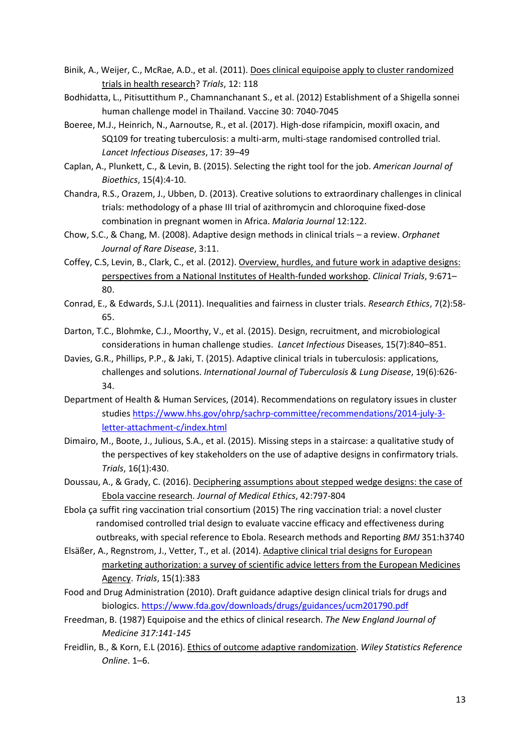Binik, A., Weijer, C., McRae, A.D., et al. (2011). Does clinical equipoise apply to cluster randomized trials in health research? *Trials*, 12: 118

Bodhidatta, L., Pitisuttithum P., Chamnanchanant S., et al. (2012) Establishment of a Shigella sonnei human challenge model in Thailand. Vaccine 30: 7040-7045

Boeree, M.J., Heinrich, N., Aarnoutse, R., et al. (2017). High-dose rifampicin, moxifl oxacin, and SQ109 for treating tuberculosis: a multi-arm, multi-stage randomised controlled trial. *Lancet Infectious Diseases*, 17: 39–49

Caplan, A., Plunkett, C., & Levin, B. (2015). Selecting the right tool for the job. *American Journal of Bioethics*, 15(4):4-10.

Chandra, R.S., Orazem, J., Ubben, D. (2013). Creative solutions to extraordinary challenges in clinical trials: methodology of a phase III trial of azithromycin and chloroquine fixed-dose combination in pregnant women in Africa. *Malaria Journal* 12:122.

Chow, S.C., & Chang, M. (2008). Adaptive design methods in clinical trials – a review. *Orphanet Journal of Rare Disease*, 3:11.

Coffey, C.S, Levin, B., Clark, C., et al. (2012). Overview, hurdles, and future work in adaptive designs: perspectives from a National Institutes of Health-funded workshop. *Clinical Trials*, 9:671–80.

Conrad, E., & Edwards, S.J.L (2011). Inequalities and fairness in cluster trials. *Research Ethics*, 7(2):58-65.

Darton, T.C., Blohmke, C.J., Moorthy, V., et al. (2015). Design, recruitment, and microbiological considerations in human challenge studies. *Lancet Infectious* Diseases, 15(7):840–851.

Davies, G.R., Phillips, P.P., & Jaki, T. (2015). Adaptive clinical trials in tuberculosis: applications, challenges and solutions. *International Journal of Tuberculosis & Lung Disease*, 19(6):626-34.

Department of Health & Human Services, (2014). Recommendations on regulatory issues in cluster studies https://www.hhs.gov/ohrp/sachrp-committee/recommendations/2014-july-3-letter-attachment-c/index.html

Dimairo, M., Boote, J., Julious, S.A., et al. (2015). Missing steps in a staircase: a qualitative study of the perspectives of key stakeholders on the use of adaptive designs in confirmatory trials. *Trials*, 16(1):430.

Doussau, A., & Grady, C. (2016). Deciphering assumptions about stepped wedge designs: the case of Ebola vaccine research. *Journal of Medical Ethics*, 42:797-804

Ebola ça suffit ring vaccination trial consortium (2015) The ring vaccination trial: a novel cluster randomised controlled trial design to evaluate vaccine efficacy and effectiveness during outbreaks, with special reference to Ebola. Research methods and Reporting *BMJ* 351:h3740

Elsäßer, A., Regnstrom, J., Vetter, T., et al. (2014). Adaptive clinical trial designs for European marketing authorization: a survey of scientific advice letters from the European Medicines Agency. *Trials*, 15(1):383

Food and Drug Administration (2010). Draft guidance adaptive design clinical trials for drugs and biologics. https://www.fda.gov/downloads/drugs/guidances/ucm201790.pdf

Freedman, B. (1987) Equipoise and the ethics of clinical research. *The New England Journal of Medicine 317:141-145*

Freidlin, B., & Korn, E.L (2016). Ethics of outcome adaptive randomization. *Wiley Statistics Reference Online*. 1–6.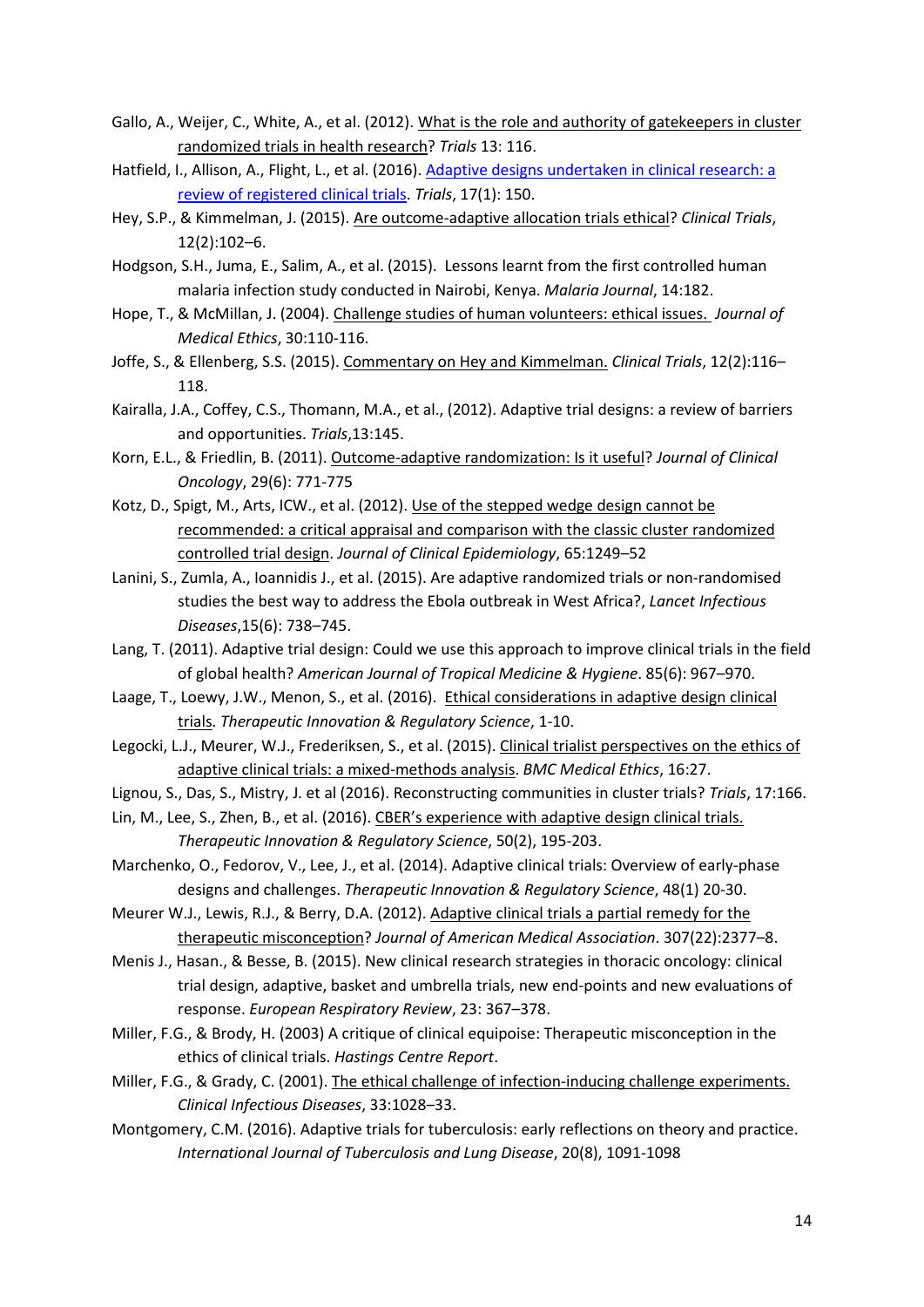Gallo, A., Weijer, C., White, A., et al. (2012). What is the role and authority of gatekeepers in cluster randomized trials in health research? *Trials* 13: 116.

Hatfield, I., Allison, A., Flight, L., et al. (2016). Adaptive designs undertaken in clinical research: a review of registered clinical trials. *Trials*, 17(1): 150.

Hey, S.P., & Kimmelman, J. (2015). Are outcome-adaptive allocation trials ethical? *Clinical Trials*, 12(2):102–6.

Hodgson, S.H., Juma, E., Salim, A., et al. (2015). Lessons learnt from the first controlled human malaria infection study conducted in Nairobi, Kenya. *Malaria Journal*, 14:182.

Hope, T., & McMillan, J. (2004). Challenge studies of human volunteers: ethical issues. *Journal of Medical Ethics*, 30:110-116.

Joffe, S., & Ellenberg, S.S. (2015). Commentary on Hey and Kimmelman. *Clinical Trials*, 12(2):116–118.

Kairalla, J.A., Coffey, C.S., Thomann, M.A., et al., (2012). Adaptive trial designs: a review of barriers and opportunities. *Trials*,13:145.

Korn, E.L., & Friedlin, B. (2011). Outcome-adaptive randomization: Is it useful? *Journal of Clinical Oncology*, 29(6): 771-775

Kotz, D., Spigt, M., Arts, ICW., et al. (2012). Use of the stepped wedge design cannot be recommended: a critical appraisal and comparison with the classic cluster randomized controlled trial design. *Journal of Clinical Epidemiology*, 65:1249–52

Lanini, S., Zumla, A., Ioannidis J., et al. (2015). Are adaptive randomized trials or non-randomised studies the best way to address the Ebola outbreak in West Africa?, *Lancet Infectious Diseases*,15(6): 738–745.

Lang, T. (2011). Adaptive trial design: Could we use this approach to improve clinical trials in the field of global health? *American Journal of Tropical Medicine & Hygiene*. 85(6): 967–970.

Laage, T., Loewy, J.W., Menon, S., et al. (2016). Ethical considerations in adaptive design clinical trials. *Therapeutic Innovation & Regulatory Science*, 1-10.

Legocki, L.J., Meurer, W.J., Frederiksen, S., et al. (2015). Clinical trialist perspectives on the ethics of adaptive clinical trials: a mixed-methods analysis. *BMC Medical Ethics*, 16:27.

Lignou, S., Das, S., Mistry, J. et al (2016). Reconstructing communities in cluster trials? *Trials*, 17:166.

Lin, M., Lee, S., Zhen, B., et al. (2016). CBER's experience with adaptive design clinical trials. *Therapeutic Innovation & Regulatory Science*, 50(2), 195-203.

Marchenko, O., Fedorov, V., Lee, J., et al. (2014). Adaptive clinical trials: Overview of early-phase designs and challenges. *Therapeutic Innovation & Regulatory Science*, 48(1) 20-30.

Meurer W.J., Lewis, R.J., & Berry, D.A. (2012). Adaptive clinical trials a partial remedy for the therapeutic misconception? *Journal of American Medical Association*. 307(22):2377–8.

Menis J., Hasan., & Besse, B. (2015). New clinical research strategies in thoracic oncology: clinical trial design, adaptive, basket and umbrella trials, new end-points and new evaluations of response. *European Respiratory Review*, 23: 367–378.

Miller, F.G., & Brody, H. (2003) A critique of clinical equipoise: Therapeutic misconception in the ethics of clinical trials. *Hastings Centre Report*.

Miller, F.G., & Grady, C. (2001). The ethical challenge of infection-inducing challenge experiments. *Clinical Infectious Diseases*, 33:1028–33.

Montgomery, C.M. (2016). Adaptive trials for tuberculosis: early reflections on theory and practice. *International Journal of Tuberculosis and Lung Disease*, 20(8), 1091-1098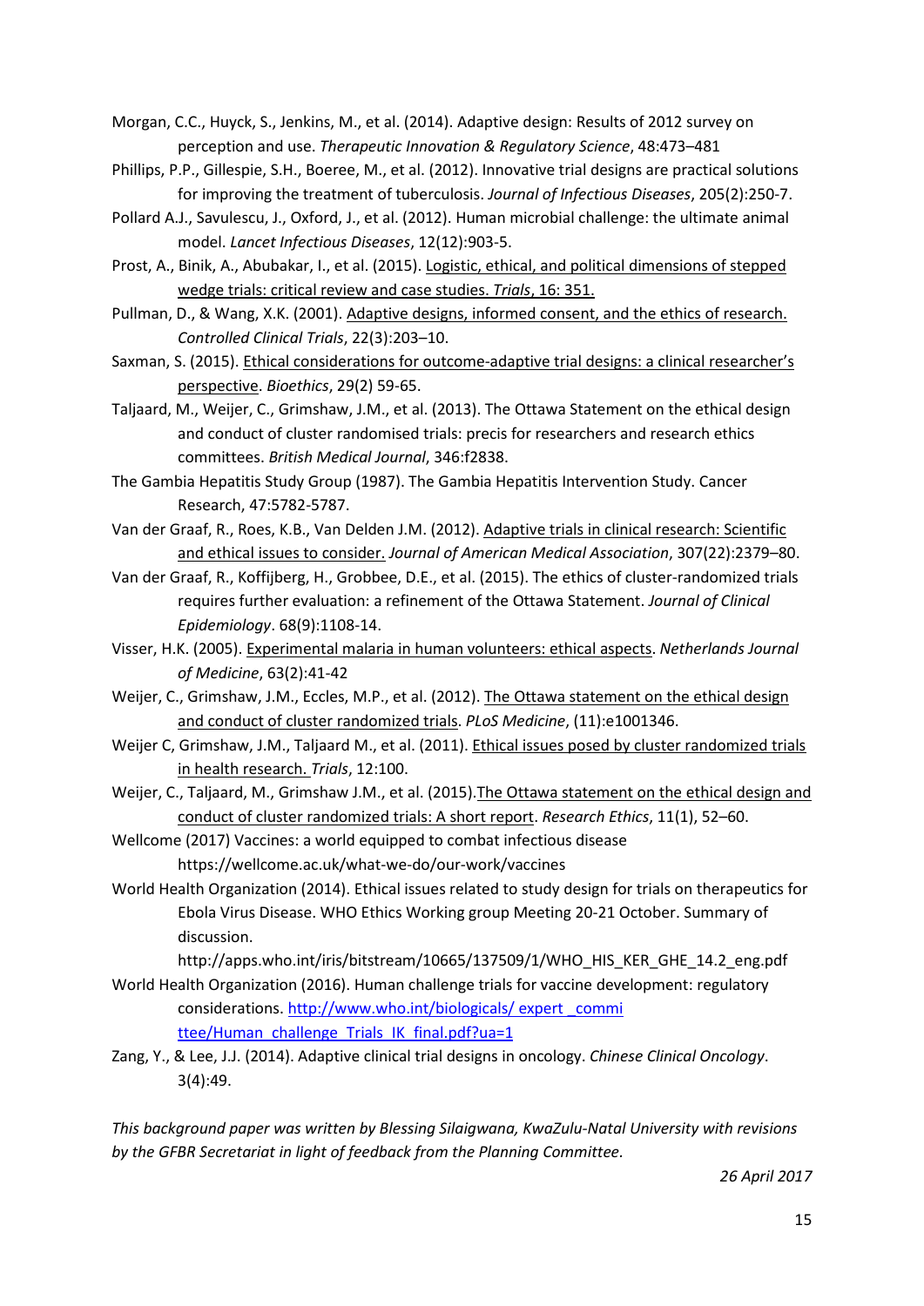Morgan, C.C., Huyck, S., Jenkins, M., et al. (2014). Adaptive design: Results of 2012 survey on perception and use. *Therapeutic Innovation & Regulatory Science*, 48:473–481

Phillips, P.P., Gillespie, S.H., Boeree, M., et al. (2012). Innovative trial designs are practical solutions for improving the treatment of tuberculosis. *Journal of Infectious Diseases*, 205(2):250-7.

Pollard A.J., Savulescu, J., Oxford, J., et al. (2012). Human microbial challenge: the ultimate animal model. *Lancet Infectious Diseases*, 12(12):903-5.

Prost, A., Binik, A., Abubakar, I., et al. (2015). Logistic, ethical, and political dimensions of stepped wedge trials: critical review and case studies. *Trials*, 16: 351.

Pullman, D., & Wang, X.K. (2001). Adaptive designs, informed consent, and the ethics of research. *Controlled Clinical Trials*, 22(3):203–10.

Saxman, S. (2015). Ethical considerations for outcome-adaptive trial designs: a clinical researcher's perspective. *Bioethics*, 29(2) 59-65.

Taljaard, M., Weijer, C., Grimshaw, J.M., et al. (2013). The Ottawa Statement on the ethical design and conduct of cluster randomised trials: precis for researchers and research ethics committees. *British Medical Journal*, 346:f2838.

The Gambia Hepatitis Study Group (1987). The Gambia Hepatitis Intervention Study. Cancer Research, 47:5782-5787.

Van der Graaf, R., Roes, K.B., Van Delden J.M. (2012). Adaptive trials in clinical research: Scientific and ethical issues to consider. *Journal of American Medical Association*, 307(22):2379–80.

Van der Graaf, R., Koffijberg, H., Grobbee, D.E., et al. (2015). The ethics of cluster-randomized trials requires further evaluation: a refinement of the Ottawa Statement. *Journal of Clinical Epidemiology*. 68(9):1108-14.

Visser, H.K. (2005). Experimental malaria in human volunteers: ethical aspects. *Netherlands Journal of Medicine*, 63(2):41-42

Weijer, C., Grimshaw, J.M., Eccles, M.P., et al. (2012). The Ottawa statement on the ethical design and conduct of cluster randomized trials. *PLoS Medicine*, (11):e1001346.

Weijer C, Grimshaw, J.M., Taljaard M., et al. (2011). Ethical issues posed by cluster randomized trials in health research. *Trials*, 12:100.

Weijer, C., Taljaard, M., Grimshaw J.M., et al. (2015).The Ottawa statement on the ethical design and conduct of cluster randomized trials: A short report. *Research Ethics*, 11(1), 52–60.

Wellcome (2017) Vaccines: a world equipped to combat infectious disease https://wellcome.ac.uk/what-we-do/our-work/vaccines

World Health Organization (2014). Ethical issues related to study design for trials on therapeutics for Ebola Virus Disease. WHO Ethics Working group Meeting 20-21 October. Summary of discussion. http://apps.who.int/iris/bitstream/10665/137509/1/WHO_HIS_KER_GHE_14.2_eng.pdf

World Health Organization (2016). Human challenge trials for vaccine development: regulatory considerations. http://www.who.int/biologicals/ expert _committee/Human_challenge_Trials_IK_final.pdf?ua=1

Zang, Y., & Lee, J.J. (2014). Adaptive clinical trial designs in oncology. *Chinese Clinical Oncology*. 3(4):49.

*This background paper was written by Blessing Silaigwana, KwaZulu-Natal University with revisions by the GFBR Secretariat in light of feedback from the Planning Committee.*

*26 April 2017*